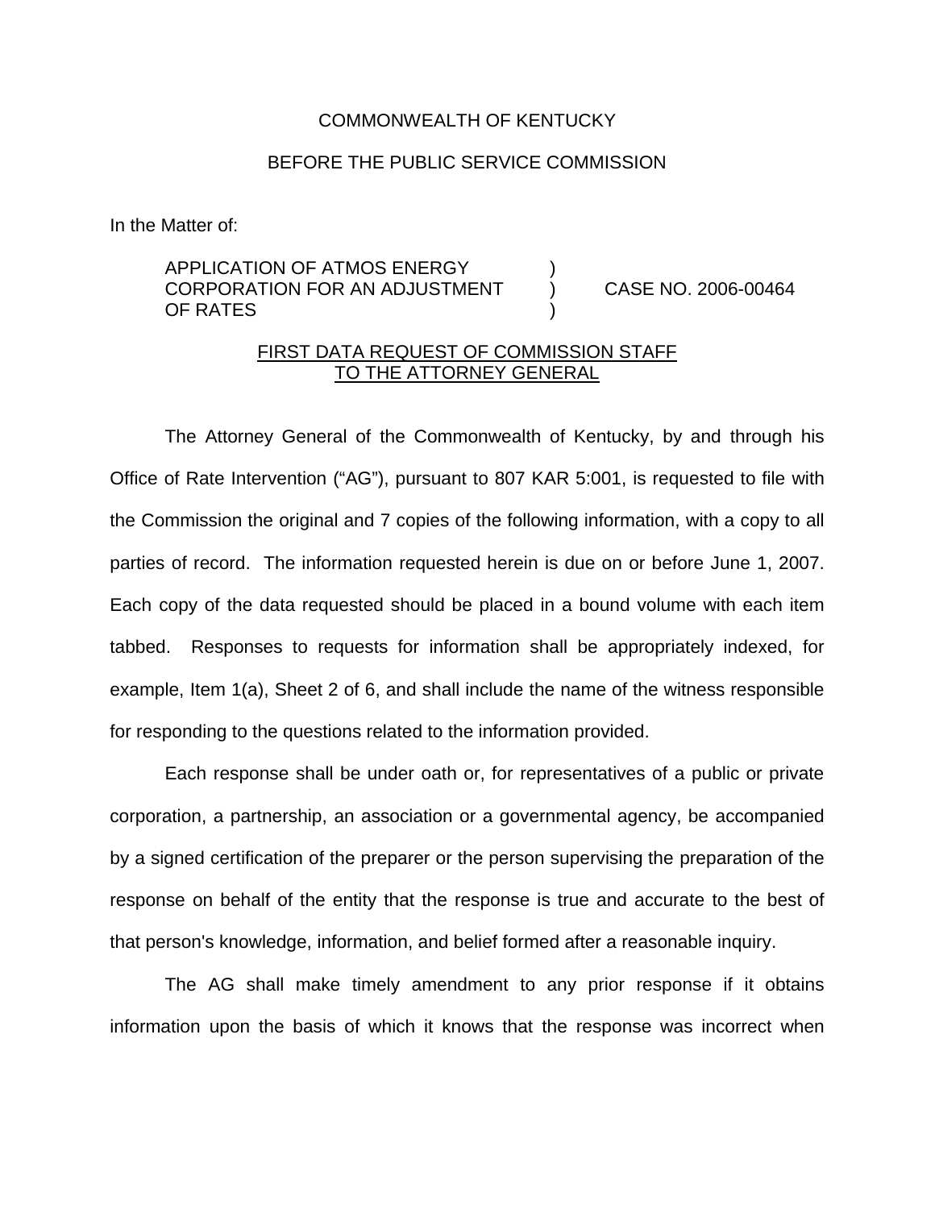COMMONWEALTH OF KENTUCKY

BEFORE THE PUBLIC SERVICE COMMISSION

In the Matter of:

| | | |
|---|---|---|
| APPLICATION OF ATMOS ENERGY CORPORATION FOR AN ADJUSTMENT OF RATES | ) ) ) | CASE NO. 2006-00464 |

FIRST DATA REQUEST OF COMMISSION STAFF TO THE ATTORNEY GENERAL

The Attorney General of the Commonwealth of Kentucky, by and through his Office of Rate Intervention ("AG"), pursuant to 807 KAR 5:001, is requested to file with the Commission the original and 7 copies of the following information, with a copy to all parties of record. The information requested herein is due on or before June 1, 2007. Each copy of the data requested should be placed in a bound volume with each item tabbed. Responses to requests for information shall be appropriately indexed, for example, Item 1(a), Sheet 2 of 6, and shall include the name of the witness responsible for responding to the questions related to the information provided.

Each response shall be under oath or, for representatives of a public or private corporation, a partnership, an association or a governmental agency, be accompanied by a signed certification of the preparer or the person supervising the preparation of the response on behalf of the entity that the response is true and accurate to the best of that person's knowledge, information, and belief formed after a reasonable inquiry.

The AG shall make timely amendment to any prior response if it obtains information upon the basis of which it knows that the response was incorrect when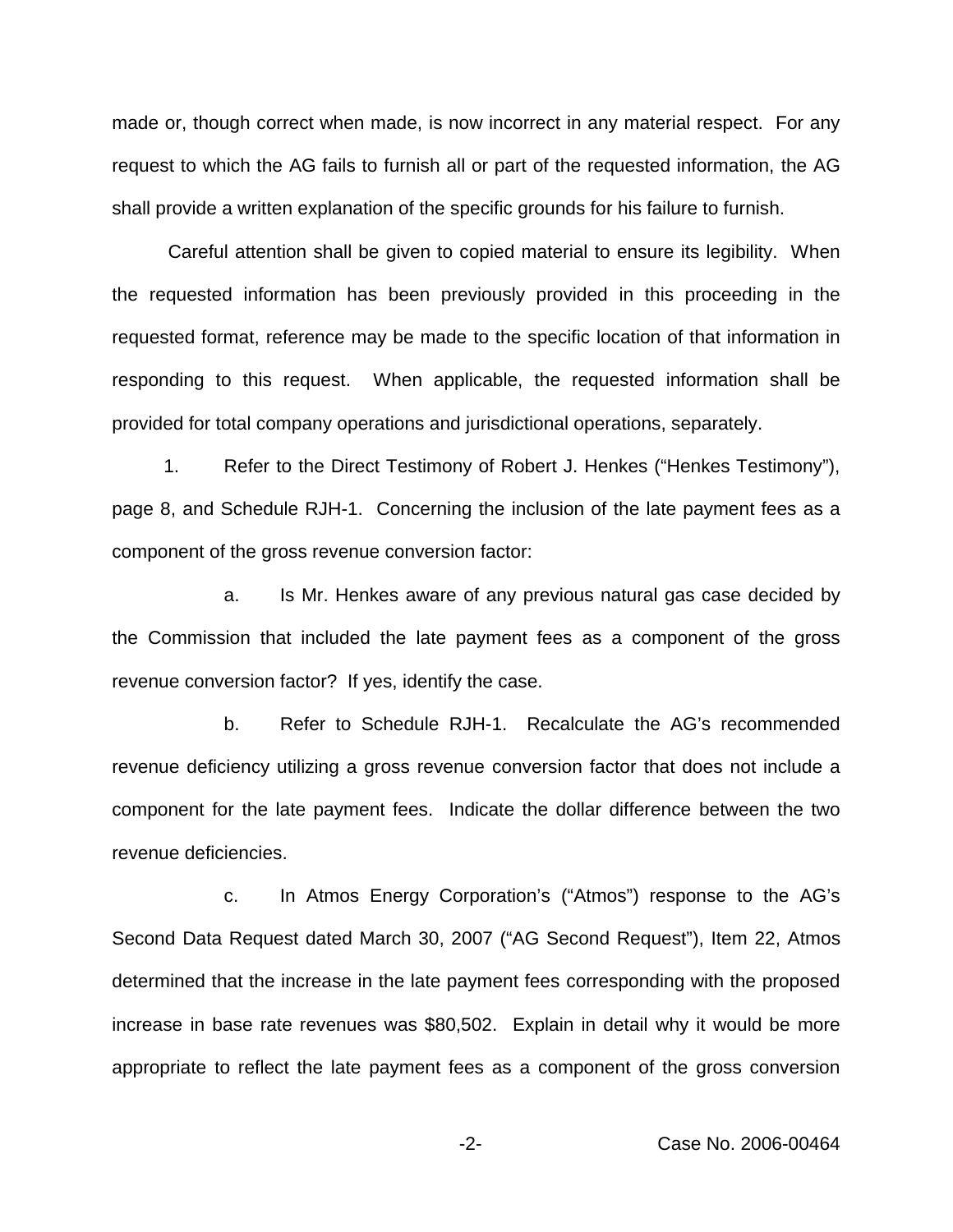made or, though correct when made, is now incorrect in any material respect. For any request to which the AG fails to furnish all or part of the requested information, the AG shall provide a written explanation of the specific grounds for his failure to furnish.

Careful attention shall be given to copied material to ensure its legibility. When the requested information has been previously provided in this proceeding in the requested format, reference may be made to the specific location of that information in responding to this request. When applicable, the requested information shall be provided for total company operations and jurisdictional operations, separately.

1. Refer to the Direct Testimony of Robert J. Henkes ("Henkes Testimony"), page 8, and Schedule RJH-1. Concerning the inclusion of the late payment fees as a component of the gross revenue conversion factor:

a. Is Mr. Henkes aware of any previous natural gas case decided by the Commission that included the late payment fees as a component of the gross revenue conversion factor? If yes, identify the case.

b. Refer to Schedule RJH-1. Recalculate the AG's recommended revenue deficiency utilizing a gross revenue conversion factor that does not include a component for the late payment fees. Indicate the dollar difference between the two revenue deficiencies.

c. In Atmos Energy Corporation's ("Atmos") response to the AG's Second Data Request dated March 30, 2007 ("AG Second Request"), Item 22, Atmos determined that the increase in the late payment fees corresponding with the proposed increase in base rate revenues was $80,502. Explain in detail why it would be more appropriate to reflect the late payment fees as a component of the gross conversion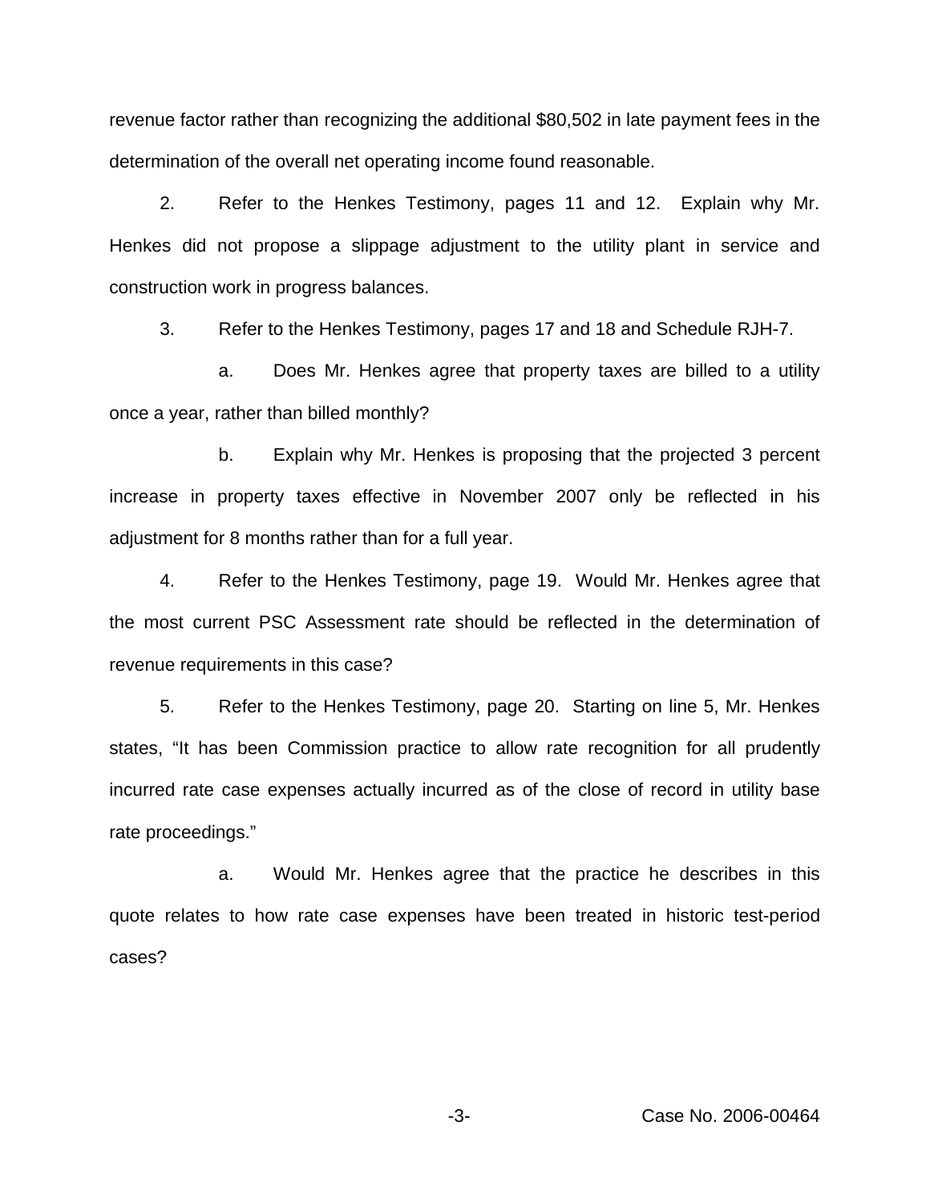revenue factor rather than recognizing the additional $80,502 in late payment fees in the determination of the overall net operating income found reasonable.

2. Refer to the Henkes Testimony, pages 11 and 12. Explain why Mr. Henkes did not propose a slippage adjustment to the utility plant in service and construction work in progress balances.

3. Refer to the Henkes Testimony, pages 17 and 18 and Schedule RJH-7.

   a. Does Mr. Henkes agree that property taxes are billed to a utility once a year, rather than billed monthly?

   b. Explain why Mr. Henkes is proposing that the projected 3 percent increase in property taxes effective in November 2007 only be reflected in his adjustment for 8 months rather than for a full year.

4. Refer to the Henkes Testimony, page 19. Would Mr. Henkes agree that the most current PSC Assessment rate should be reflected in the determination of revenue requirements in this case?

5. Refer to the Henkes Testimony, page 20. Starting on line 5, Mr. Henkes states, "It has been Commission practice to allow rate recognition for all prudently incurred rate case expenses actually incurred as of the close of record in utility base rate proceedings."

   a. Would Mr. Henkes agree that the practice he describes in this quote relates to how rate case expenses have been treated in historic test-period cases?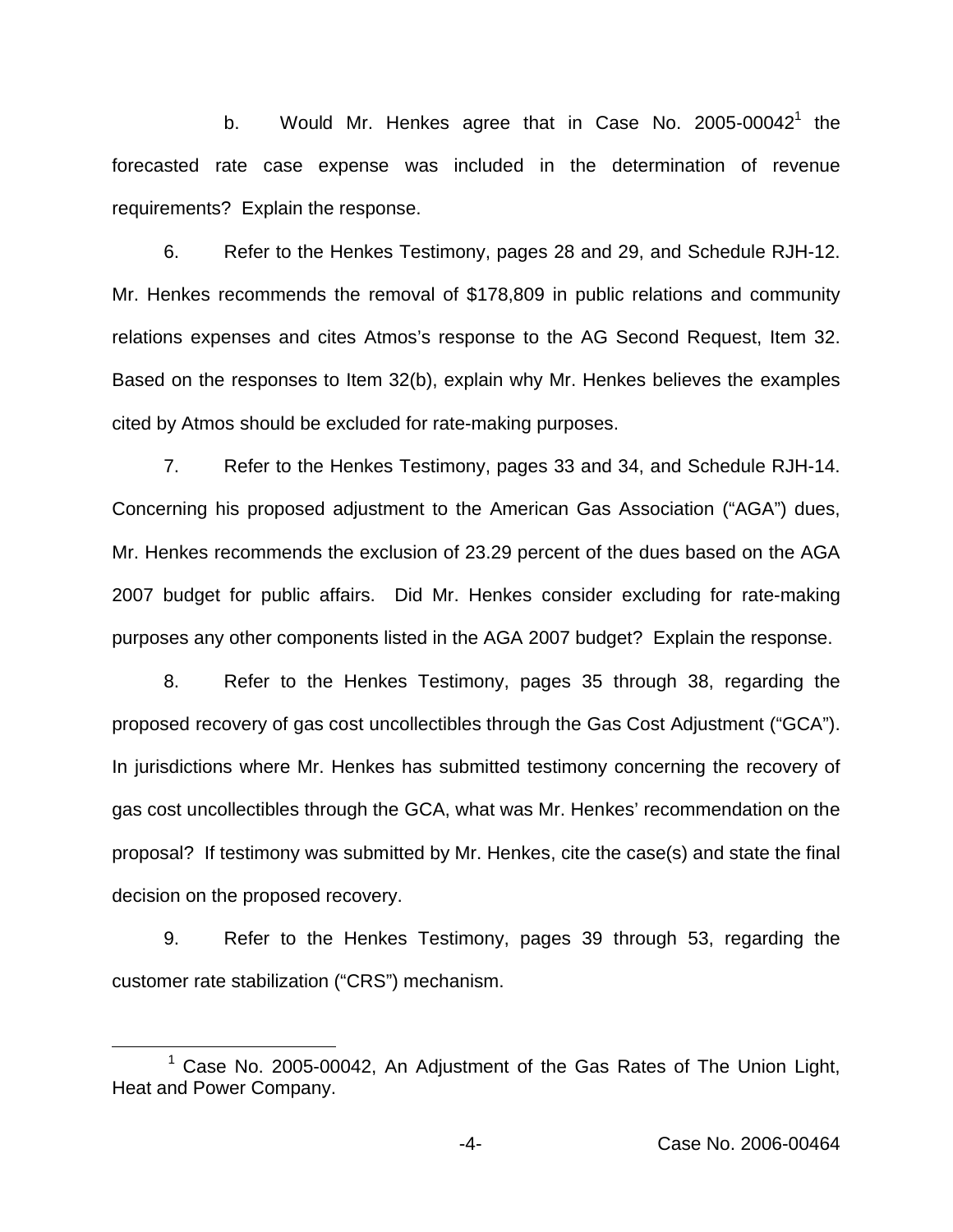b. Would Mr. Henkes agree that in Case No. 2005-00042[1] the forecasted rate case expense was included in the determination of revenue requirements? Explain the response.

6. Refer to the Henkes Testimony, pages 28 and 29, and Schedule RJH-12. Mr. Henkes recommends the removal of $178,809 in public relations and community relations expenses and cites Atmos's response to the AG Second Request, Item 32. Based on the responses to Item 32(b), explain why Mr. Henkes believes the examples cited by Atmos should be excluded for rate-making purposes.

7. Refer to the Henkes Testimony, pages 33 and 34, and Schedule RJH-14. Concerning his proposed adjustment to the American Gas Association ("AGA") dues, Mr. Henkes recommends the exclusion of 23.29 percent of the dues based on the AGA 2007 budget for public affairs. Did Mr. Henkes consider excluding for rate-making purposes any other components listed in the AGA 2007 budget? Explain the response.

8. Refer to the Henkes Testimony, pages 35 through 38, regarding the proposed recovery of gas cost uncollectibles through the Gas Cost Adjustment ("GCA"). In jurisdictions where Mr. Henkes has submitted testimony concerning the recovery of gas cost uncollectibles through the GCA, what was Mr. Henkes' recommendation on the proposal? If testimony was submitted by Mr. Henkes, cite the case(s) and state the final decision on the proposed recovery.

9. Refer to the Henkes Testimony, pages 39 through 53, regarding the customer rate stabilization ("CRS") mechanism.

[1] Case No. 2005-00042, An Adjustment of the Gas Rates of The Union Light, Heat and Power Company.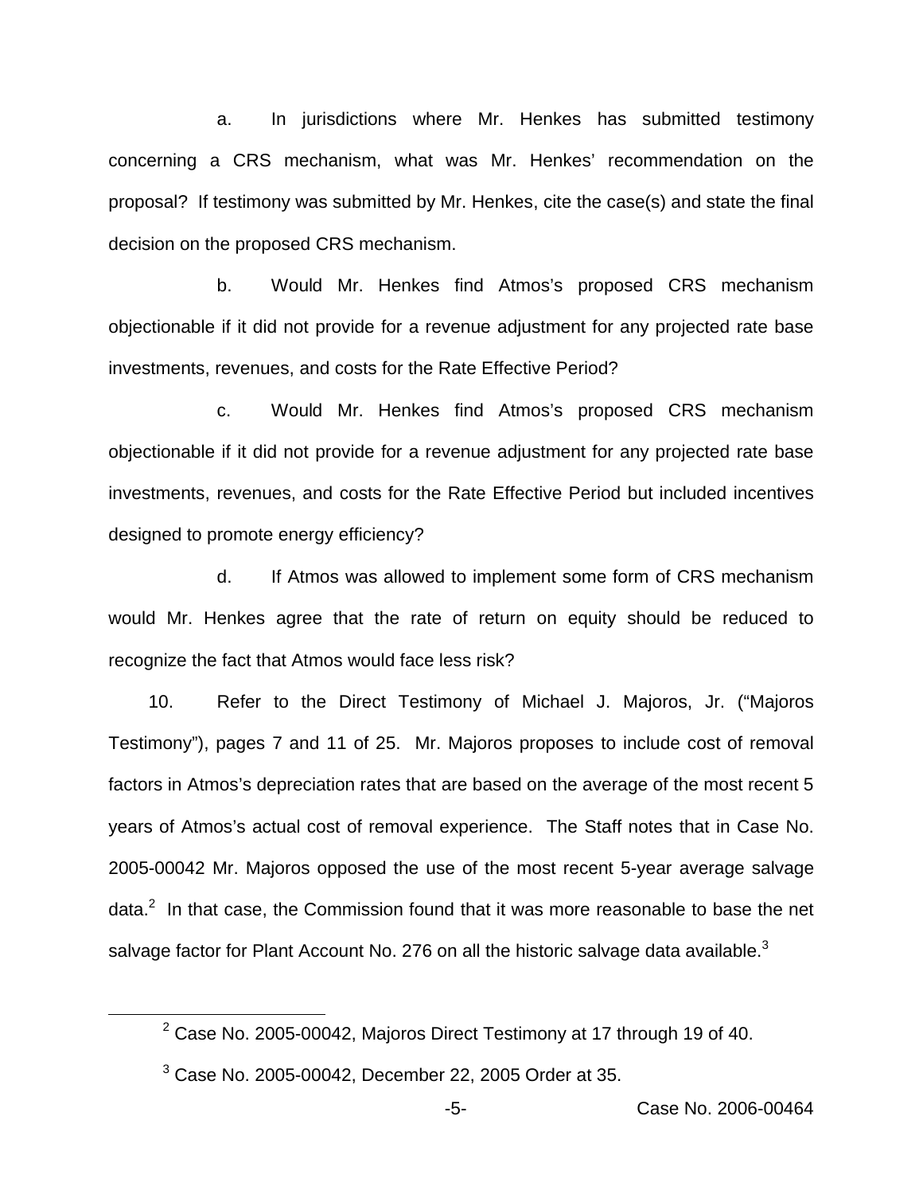a. In jurisdictions where Mr. Henkes has submitted testimony concerning a CRS mechanism, what was Mr. Henkes' recommendation on the proposal? If testimony was submitted by Mr. Henkes, cite the case(s) and state the final decision on the proposed CRS mechanism.

b. Would Mr. Henkes find Atmos's proposed CRS mechanism objectionable if it did not provide for a revenue adjustment for any projected rate base investments, revenues, and costs for the Rate Effective Period?

c. Would Mr. Henkes find Atmos's proposed CRS mechanism objectionable if it did not provide for a revenue adjustment for any projected rate base investments, revenues, and costs for the Rate Effective Period but included incentives designed to promote energy efficiency?

d. If Atmos was allowed to implement some form of CRS mechanism would Mr. Henkes agree that the rate of return on equity should be reduced to recognize the fact that Atmos would face less risk?

10. Refer to the Direct Testimony of Michael J. Majoros, Jr. ("Majoros Testimony"), pages 7 and 11 of 25. Mr. Majoros proposes to include cost of removal factors in Atmos's depreciation rates that are based on the average of the most recent 5 years of Atmos's actual cost of removal experience. The Staff notes that in Case No. 2005-00042 Mr. Majoros opposed the use of the most recent 5-year average salvage data.[2] In that case, the Commission found that it was more reasonable to base the net salvage factor for Plant Account No. 276 on all the historic salvage data available.[3]

[2] Case No. 2005-00042, Majoros Direct Testimony at 17 through 19 of 40.

[3] Case No. 2005-00042, December 22, 2005 Order at 35.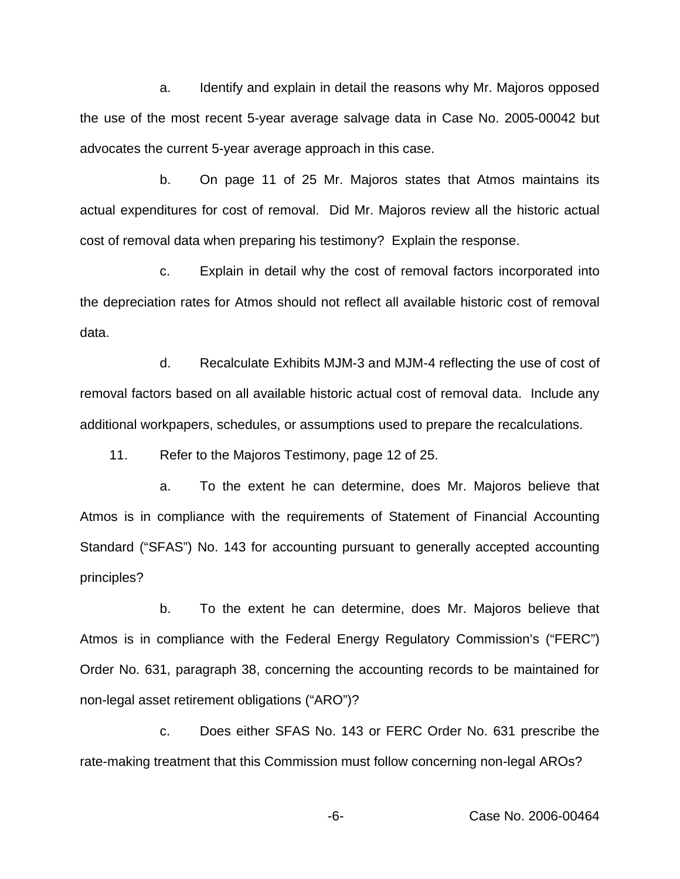a. Identify and explain in detail the reasons why Mr. Majoros opposed the use of the most recent 5-year average salvage data in Case No. 2005-00042 but advocates the current 5-year average approach in this case.

b. On page 11 of 25 Mr. Majoros states that Atmos maintains its actual expenditures for cost of removal. Did Mr. Majoros review all the historic actual cost of removal data when preparing his testimony? Explain the response.

c. Explain in detail why the cost of removal factors incorporated into the depreciation rates for Atmos should not reflect all available historic cost of removal data.

d. Recalculate Exhibits MJM-3 and MJM-4 reflecting the use of cost of removal factors based on all available historic actual cost of removal data. Include any additional workpapers, schedules, or assumptions used to prepare the recalculations.

11. Refer to the Majoros Testimony, page 12 of 25.

a. To the extent he can determine, does Mr. Majoros believe that Atmos is in compliance with the requirements of Statement of Financial Accounting Standard ("SFAS") No. 143 for accounting pursuant to generally accepted accounting principles?

b. To the extent he can determine, does Mr. Majoros believe that Atmos is in compliance with the Federal Energy Regulatory Commission's ("FERC") Order No. 631, paragraph 38, concerning the accounting records to be maintained for non-legal asset retirement obligations ("ARO")?

c. Does either SFAS No. 143 or FERC Order No. 631 prescribe the rate-making treatment that this Commission must follow concerning non-legal AROs?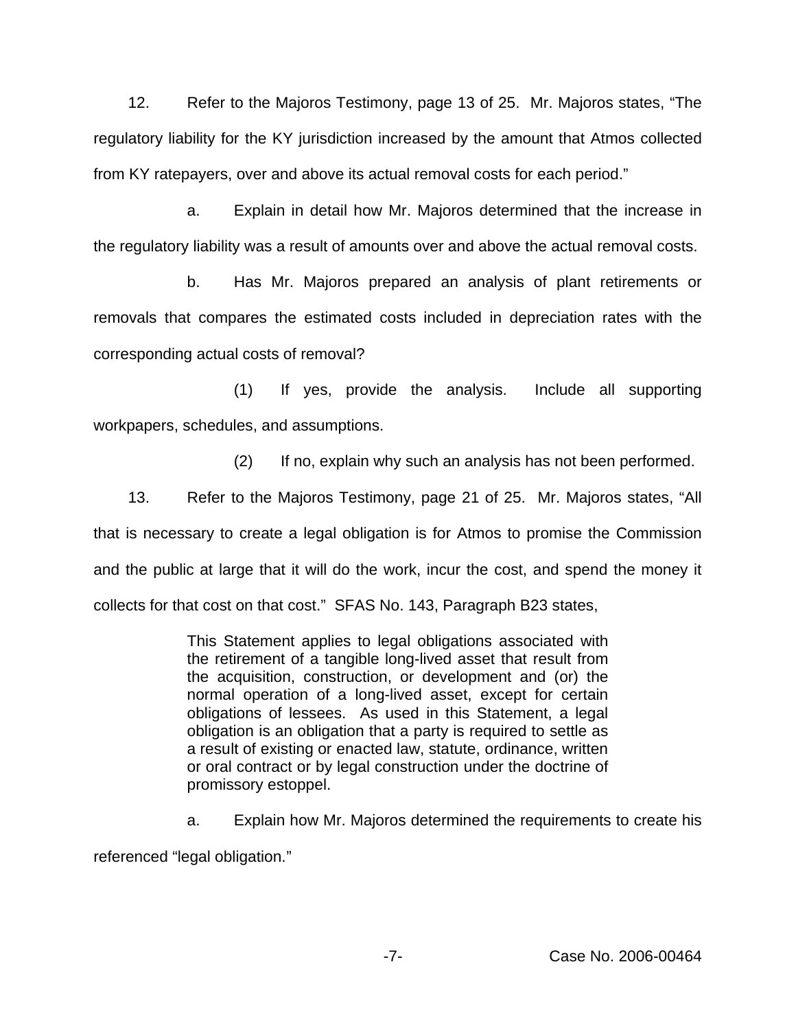12. Refer to the Majoros Testimony, page 13 of 25. Mr. Majoros states, "The regulatory liability for the KY jurisdiction increased by the amount that Atmos collected from KY ratepayers, over and above its actual removal costs for each period."

a. Explain in detail how Mr. Majoros determined that the increase in the regulatory liability was a result of amounts over and above the actual removal costs.

b. Has Mr. Majoros prepared an analysis of plant retirements or removals that compares the estimated costs included in depreciation rates with the corresponding actual costs of removal?

(1) If yes, provide the analysis. Include all supporting workpapers, schedules, and assumptions.

(2) If no, explain why such an analysis has not been performed.

13. Refer to the Majoros Testimony, page 21 of 25. Mr. Majoros states, "All that is necessary to create a legal obligation is for Atmos to promise the Commission and the public at large that it will do the work, incur the cost, and spend the money it collects for that cost on that cost." SFAS No. 143, Paragraph B23 states,

> This Statement applies to legal obligations associated with the retirement of a tangible long-lived asset that result from the acquisition, construction, or development and (or) the normal operation of a long-lived asset, except for certain obligations of lessees. As used in this Statement, a legal obligation is an obligation that a party is required to settle as a result of existing or enacted law, statute, ordinance, written or oral contract or by legal construction under the doctrine of promissory estoppel.

a. Explain how Mr. Majoros determined the requirements to create his referenced "legal obligation."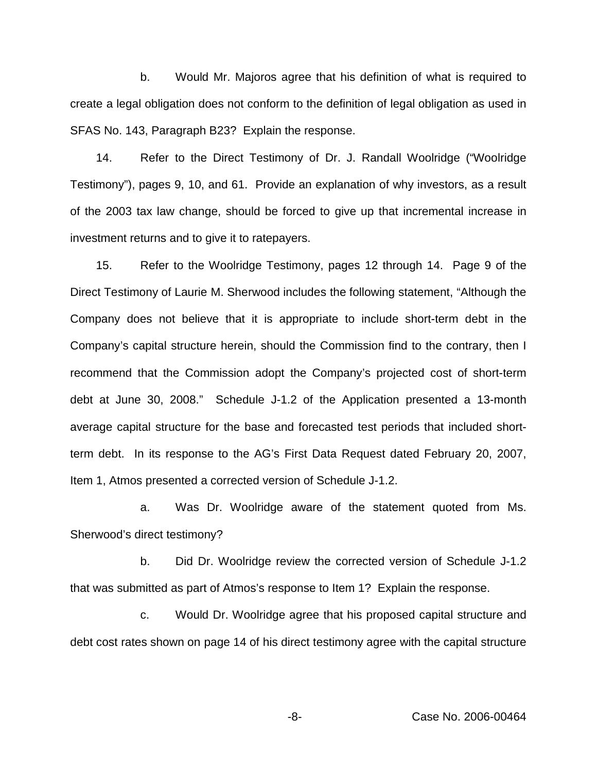b. Would Mr. Majoros agree that his definition of what is required to create a legal obligation does not conform to the definition of legal obligation as used in SFAS No. 143, Paragraph B23? Explain the response.

14. Refer to the Direct Testimony of Dr. J. Randall Woolridge ("Woolridge Testimony"), pages 9, 10, and 61. Provide an explanation of why investors, as a result of the 2003 tax law change, should be forced to give up that incremental increase in investment returns and to give it to ratepayers.

15. Refer to the Woolridge Testimony, pages 12 through 14. Page 9 of the Direct Testimony of Laurie M. Sherwood includes the following statement, "Although the Company does not believe that it is appropriate to include short-term debt in the Company's capital structure herein, should the Commission find to the contrary, then I recommend that the Commission adopt the Company's projected cost of short-term debt at June 30, 2008." Schedule J-1.2 of the Application presented a 13-month average capital structure for the base and forecasted test periods that included short-term debt. In its response to the AG's First Data Request dated February 20, 2007, Item 1, Atmos presented a corrected version of Schedule J-1.2.

a. Was Dr. Woolridge aware of the statement quoted from Ms. Sherwood's direct testimony?

b. Did Dr. Woolridge review the corrected version of Schedule J-1.2 that was submitted as part of Atmos's response to Item 1? Explain the response.

c. Would Dr. Woolridge agree that his proposed capital structure and debt cost rates shown on page 14 of his direct testimony agree with the capital structure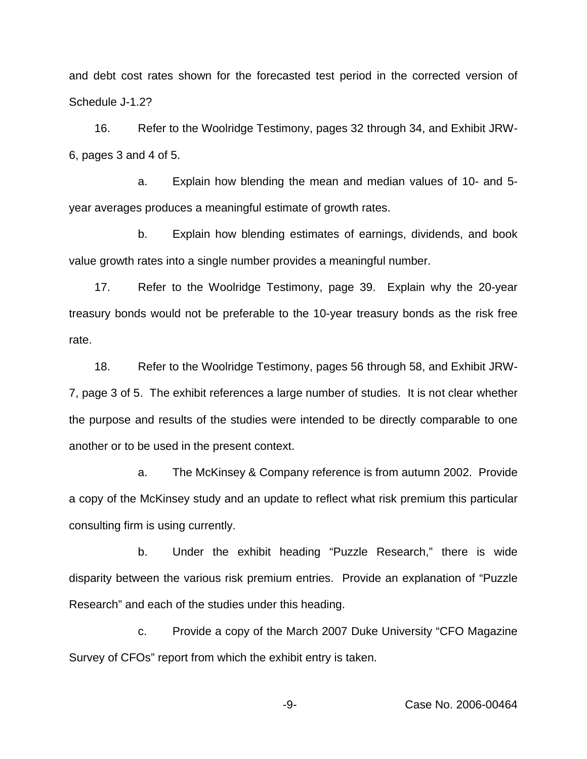and debt cost rates shown for the forecasted test period in the corrected version of Schedule J-1.2?

16. Refer to the Woolridge Testimony, pages 32 through 34, and Exhibit JRW-6, pages 3 and 4 of 5.

a. Explain how blending the mean and median values of 10- and 5-year averages produces a meaningful estimate of growth rates.

b. Explain how blending estimates of earnings, dividends, and book value growth rates into a single number provides a meaningful number.

17. Refer to the Woolridge Testimony, page 39. Explain why the 20-year treasury bonds would not be preferable to the 10-year treasury bonds as the risk free rate.

18. Refer to the Woolridge Testimony, pages 56 through 58, and Exhibit JRW-7, page 3 of 5. The exhibit references a large number of studies. It is not clear whether the purpose and results of the studies were intended to be directly comparable to one another or to be used in the present context.

a. The McKinsey & Company reference is from autumn 2002. Provide a copy of the McKinsey study and an update to reflect what risk premium this particular consulting firm is using currently.

b. Under the exhibit heading "Puzzle Research," there is wide disparity between the various risk premium entries. Provide an explanation of "Puzzle Research" and each of the studies under this heading.

c. Provide a copy of the March 2007 Duke University "CFO Magazine Survey of CFOs" report from which the exhibit entry is taken.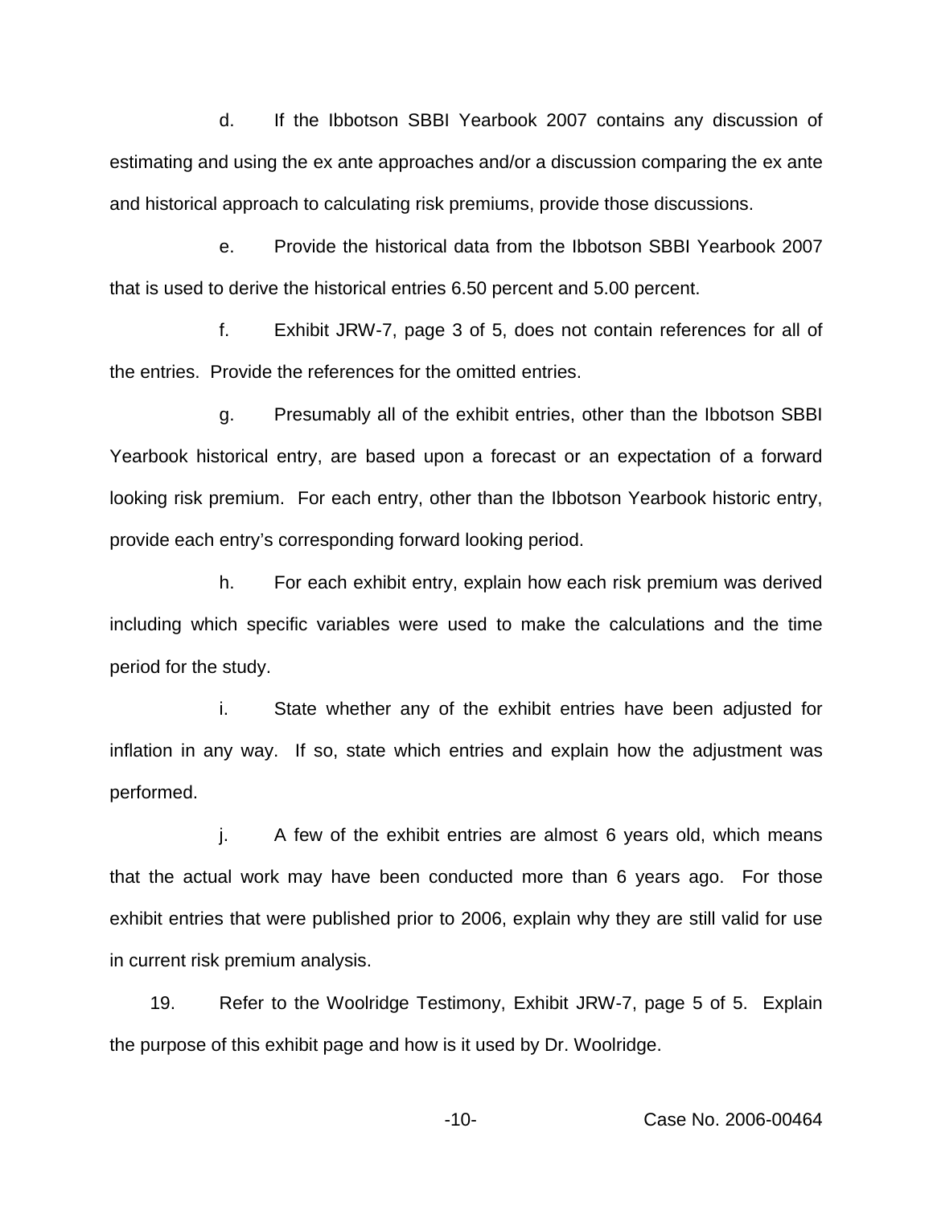d. If the Ibbotson SBBI Yearbook 2007 contains any discussion of estimating and using the ex ante approaches and/or a discussion comparing the ex ante and historical approach to calculating risk premiums, provide those discussions.

e. Provide the historical data from the Ibbotson SBBI Yearbook 2007 that is used to derive the historical entries 6.50 percent and 5.00 percent.

f. Exhibit JRW-7, page 3 of 5, does not contain references for all of the entries. Provide the references for the omitted entries.

g. Presumably all of the exhibit entries, other than the Ibbotson SBBI Yearbook historical entry, are based upon a forecast or an expectation of a forward looking risk premium. For each entry, other than the Ibbotson Yearbook historic entry, provide each entry's corresponding forward looking period.

h. For each exhibit entry, explain how each risk premium was derived including which specific variables were used to make the calculations and the time period for the study.

i. State whether any of the exhibit entries have been adjusted for inflation in any way. If so, state which entries and explain how the adjustment was performed.

j. A few of the exhibit entries are almost 6 years old, which means that the actual work may have been conducted more than 6 years ago. For those exhibit entries that were published prior to 2006, explain why they are still valid for use in current risk premium analysis.

19. Refer to the Woolridge Testimony, Exhibit JRW-7, page 5 of 5. Explain the purpose of this exhibit page and how is it used by Dr. Woolridge.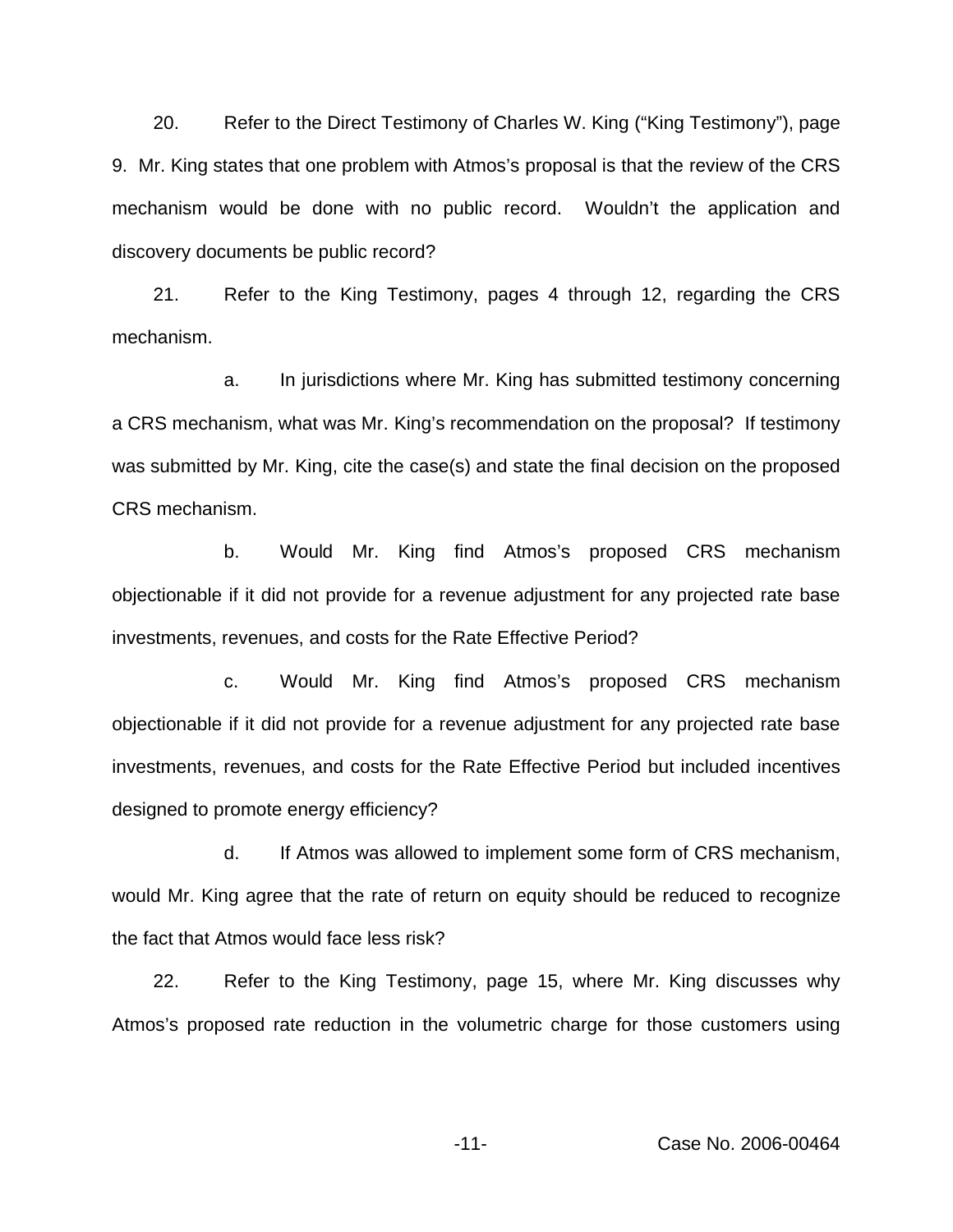20. Refer to the Direct Testimony of Charles W. King ("King Testimony"), page 9. Mr. King states that one problem with Atmos's proposal is that the review of the CRS mechanism would be done with no public record. Wouldn't the application and discovery documents be public record?

21. Refer to the King Testimony, pages 4 through 12, regarding the CRS mechanism.

a. In jurisdictions where Mr. King has submitted testimony concerning a CRS mechanism, what was Mr. King's recommendation on the proposal? If testimony was submitted by Mr. King, cite the case(s) and state the final decision on the proposed CRS mechanism.

b. Would Mr. King find Atmos's proposed CRS mechanism objectionable if it did not provide for a revenue adjustment for any projected rate base investments, revenues, and costs for the Rate Effective Period?

c. Would Mr. King find Atmos's proposed CRS mechanism objectionable if it did not provide for a revenue adjustment for any projected rate base investments, revenues, and costs for the Rate Effective Period but included incentives designed to promote energy efficiency?

d. If Atmos was allowed to implement some form of CRS mechanism, would Mr. King agree that the rate of return on equity should be reduced to recognize the fact that Atmos would face less risk?

22. Refer to the King Testimony, page 15, where Mr. King discusses why Atmos's proposed rate reduction in the volumetric charge for those customers using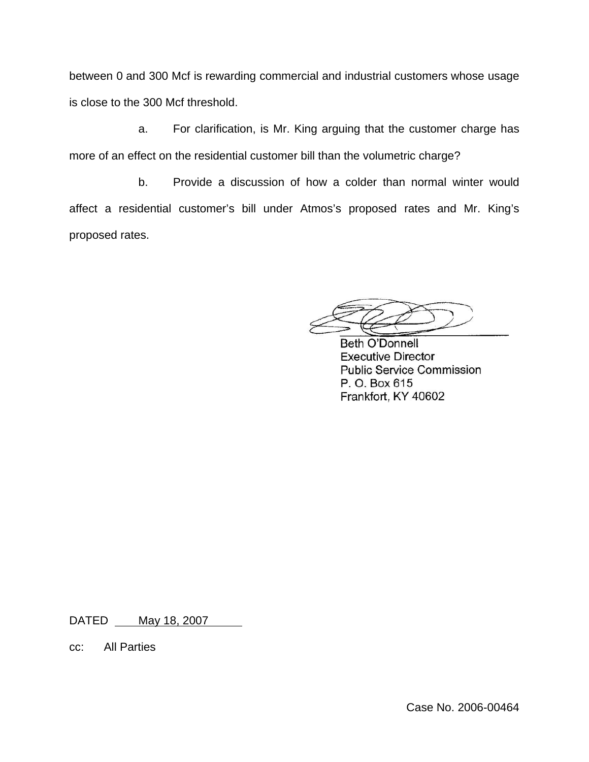between 0 and 300 Mcf is rewarding commercial and industrial customers whose usage is close to the 300 Mcf threshold.

a. For clarification, is Mr. King arguing that the customer charge has more of an effect on the residential customer bill than the volumetric charge?

b. Provide a discussion of how a colder than normal winter would affect a residential customer's bill under Atmos's proposed rates and Mr. King's proposed rates.

Beth O'Donnell
Executive Director
Public Service Commission
P. O. Box 615
Frankfort, KY 40602

DATED May 18, 2007

cc: All Parties

Case No. 2006-00464